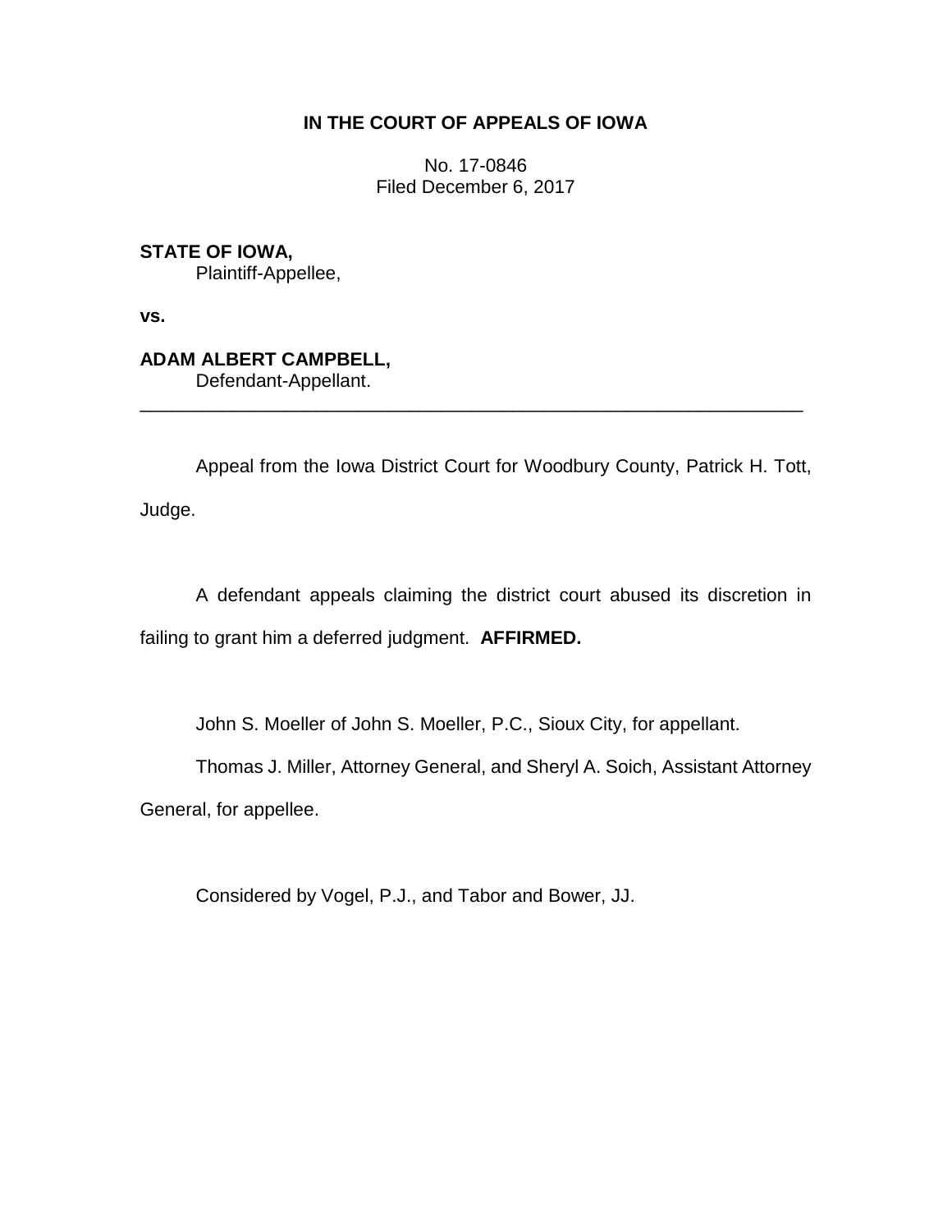# IN THE COURT OF APPEALS OF IOWA

No. 17-0846
Filed December 6, 2017

**STATE OF IOWA,**
Plaintiff-Appellee,

**vs.**

**ADAM ALBERT CAMPBELL,**
Defendant-Appellant.

---

Appeal from the Iowa District Court for Woodbury County, Patrick H. Tott, Judge.

A defendant appeals claiming the district court abused its discretion in failing to grant him a deferred judgment. **AFFIRMED.**

John S. Moeller of John S. Moeller, P.C., Sioux City, for appellant.

Thomas J. Miller, Attorney General, and Sheryl A. Soich, Assistant Attorney General, for appellee.

Considered by Vogel, P.J., and Tabor and Bower, JJ.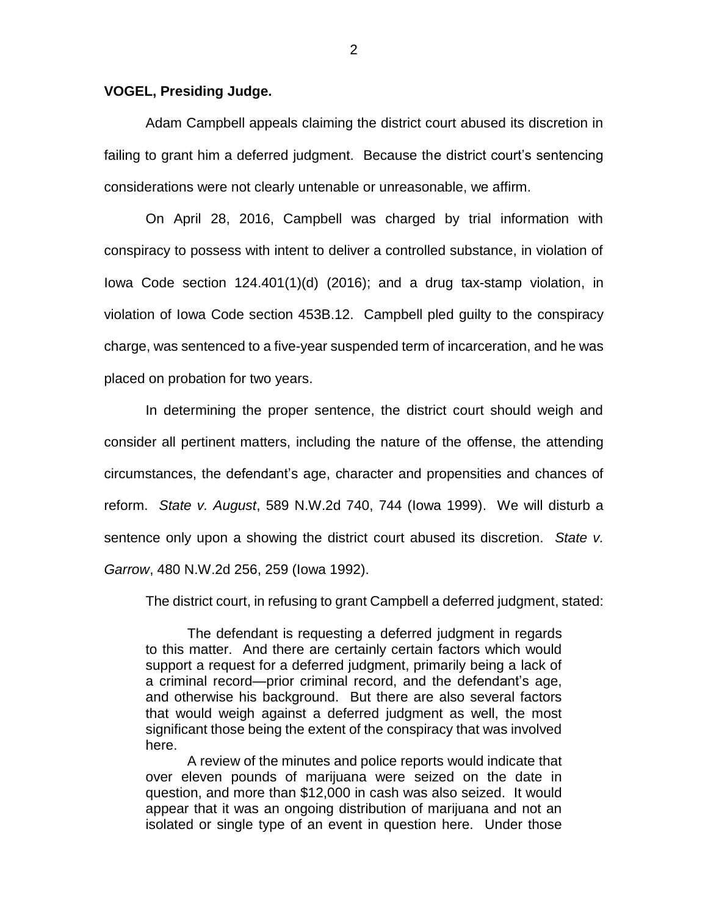**VOGEL, Presiding Judge.**

Adam Campbell appeals claiming the district court abused its discretion in failing to grant him a deferred judgment. Because the district court's sentencing considerations were not clearly untenable or unreasonable, we affirm.

On April 28, 2016, Campbell was charged by trial information with conspiracy to possess with intent to deliver a controlled substance, in violation of Iowa Code section 124.401(1)(d) (2016); and a drug tax-stamp violation, in violation of Iowa Code section 453B.12. Campbell pled guilty to the conspiracy charge, was sentenced to a five-year suspended term of incarceration, and he was placed on probation for two years.

In determining the proper sentence, the district court should weigh and consider all pertinent matters, including the nature of the offense, the attending circumstances, the defendant's age, character and propensities and chances of reform. *State v. August*, 589 N.W.2d 740, 744 (Iowa 1999). We will disturb a sentence only upon a showing the district court abused its discretion. *State v. Garrow*, 480 N.W.2d 256, 259 (Iowa 1992).

The district court, in refusing to grant Campbell a deferred judgment, stated:

> The defendant is requesting a deferred judgment in regards to this matter. And there are certainly certain factors which would support a request for a deferred judgment, primarily being a lack of a criminal record—prior criminal record, and the defendant's age, and otherwise his background. But there are also several factors that would weigh against a deferred judgment as well, the most significant those being the extent of the conspiracy that was involved here.
>
> A review of the minutes and police reports would indicate that over eleven pounds of marijuana were seized on the date in question, and more than $12,000 in cash was also seized. It would appear that it was an ongoing distribution of marijuana and not an isolated or single type of an event in question here. Under those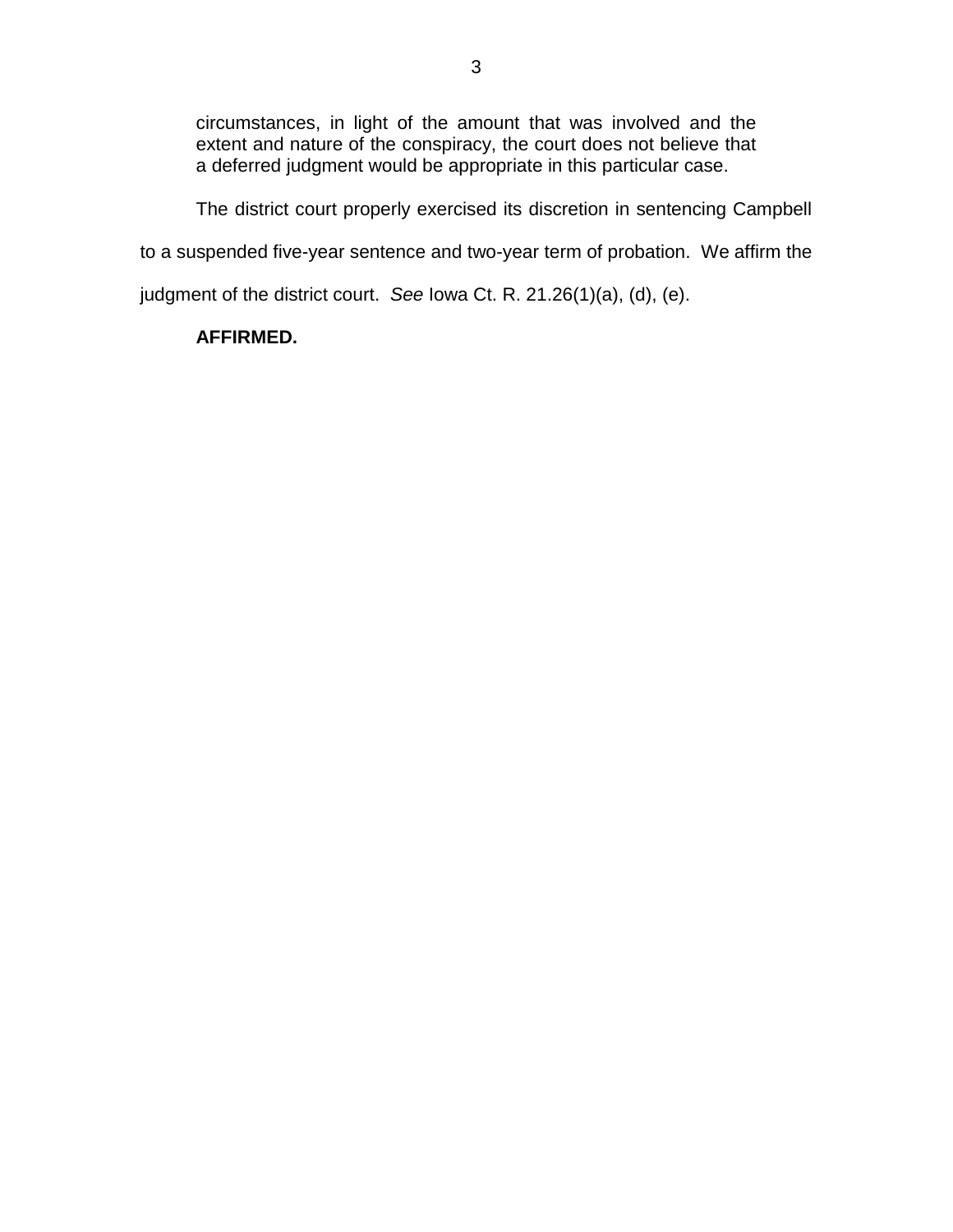> circumstances, in light of the amount that was involved and the extent and nature of the conspiracy, the court does not believe that a deferred judgment would be appropriate in this particular case.

The district court properly exercised its discretion in sentencing Campbell to a suspended five-year sentence and two-year term of probation. We affirm the judgment of the district court. *See* Iowa Ct. R. 21.26(1)(a), (d), (e).

**AFFIRMED.**